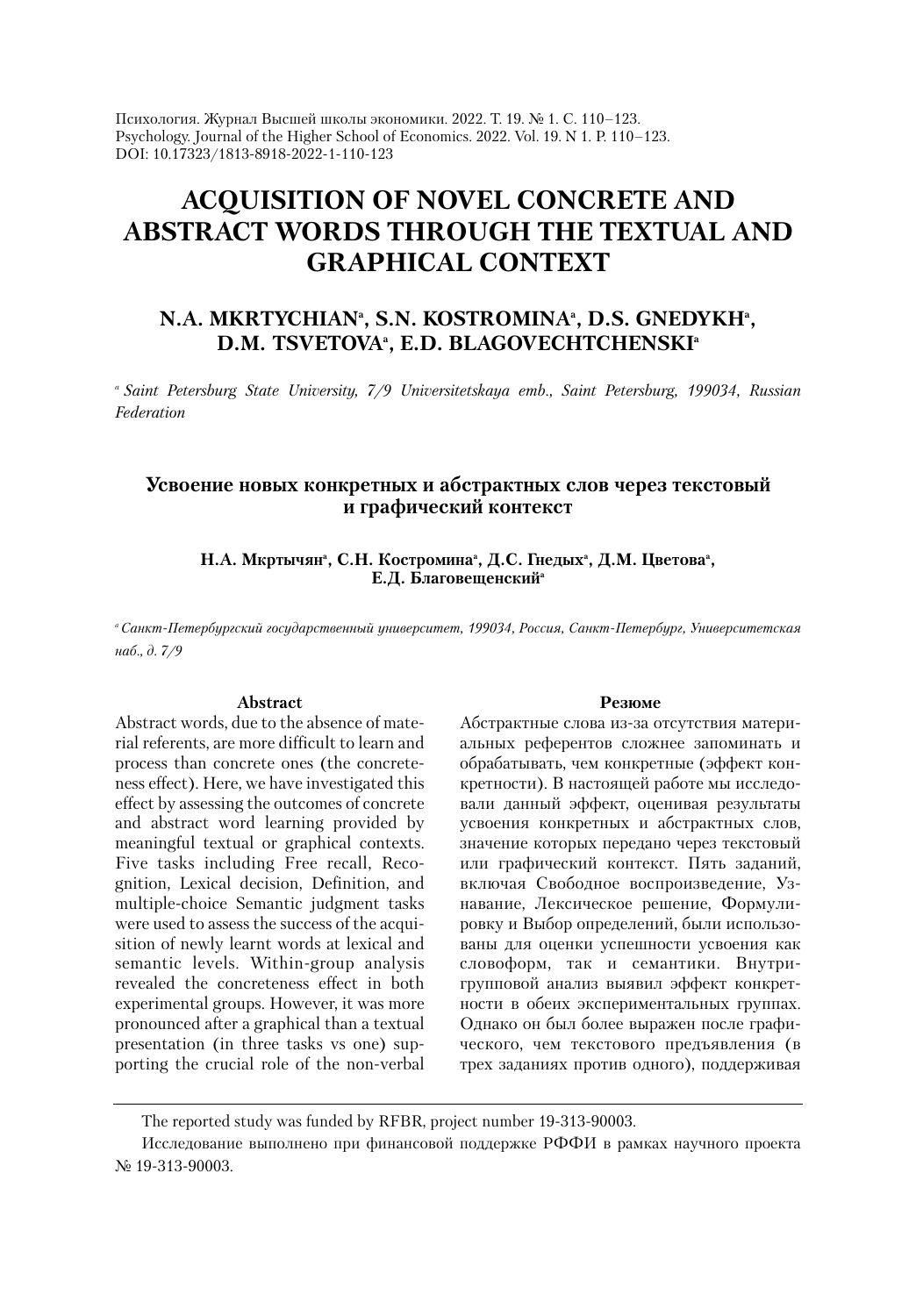Психология. Журнал Высшей школы экономики. 2022. Т. 19. № 1. С. 110–123.
Psychology. Journal of the Higher School of Economics. 2022. Vol. 19. N 1. P. 110–123.
DOI: 10.17323/1813-8918-2022-1-110-123

# ACQUISITION OF NOVEL CONCRETE AND ABSTRACT WORDS THROUGH THE TEXTUAL AND GRAPHICAL CONTEXT

## N.A. MKRTYCHIAN[a], S.N. KOSTROMINA[a], D.S. GNEDYKH[a], D.M. TSVETOVA[a], E.D. BLAGOVECHTCHENSKI[a]

[a] *Saint Petersburg State University, 7/9 Universitetskaya emb., Saint Petersburg, 199034, Russian Federation*

## Усвоение новых конкретных и абстрактных слов через текстовый и графический контекст

### Н.А. Мкртычян[a], С.Н. Костромина[a], Д.С. Гнедых[a], Д.М. Цветова[a], Е.Д. Благовещенский[a]

[a] *Санкт-Петербургский государственный университет, 199034, Россия, Санкт-Петербург, Университетская наб., д. 7/9*

**Abstract**

Abstract words, due to the absence of material referents, are more difficult to learn and process than concrete ones (the concreteness effect). Here, we have investigated this effect by assessing the outcomes of concrete and abstract word learning provided by meaningful textual or graphical contexts. Five tasks including Free recall, Recognition, Lexical decision, Definition, and multiple-choice Semantic judgment tasks were used to assess the success of the acquisition of newly learnt words at lexical and semantic levels. Within-group analysis revealed the concreteness effect in both experimental groups. However, it was more pronounced after a graphical than a textual presentation (in three tasks vs one) supporting the crucial role of the non-verbal

**Резюме**

Абстрактные слова из-за отсутствия материальных референтов сложнее запоминать и обрабатывать, чем конкретные (эффект конкретности). В настоящей работе мы исследовали данный эффект, оценивая результаты усвоения конкретных и абстрактных слов, значение которых передано через текстовый или графический контекст. Пять заданий, включая Свободное воспроизведение, Узнавание, Лексическое решение, Формулировку и Выбор определений, были использованы для оценки успешности усвоения как словоформ, так и семантики. Внутригрупповой анализ выявил эффект конкретности в обеих экспериментальных группах. Однако он был более выражен после графического, чем текстового предъявления (в трех заданиях против одного), поддерживая

---

The reported study was funded by RFBR, project number 19-313-90003.

Исследование выполнено при финансовой поддержке РФФИ в рамках научного проекта № 19-313-90003.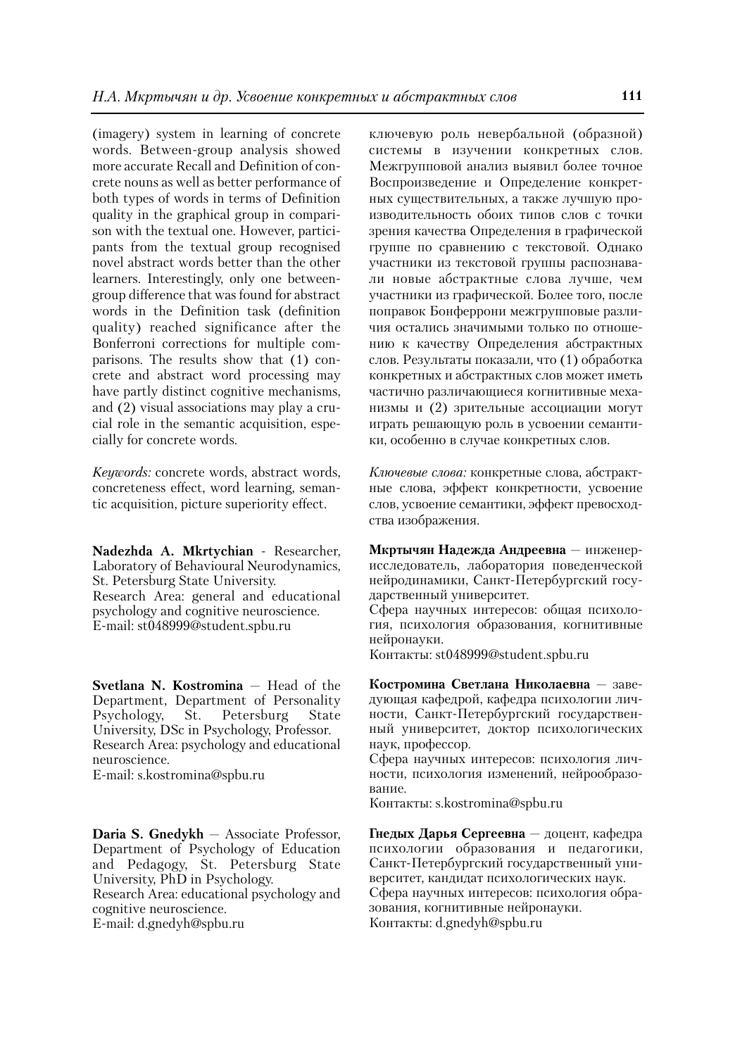(imagery) system in learning of concrete words. Between-group analysis showed more accurate Recall and Definition of concrete nouns as well as better performance of both types of words in terms of Definition quality in the graphical group in comparison with the textual one. However, participants from the textual group recognised novel abstract words better than the other learners. Interestingly, only one between-group difference that was found for abstract words in the Definition task (definition quality) reached significance after the Bonferroni corrections for multiple comparisons. The results show that (1) concrete and abstract word processing may have partly distinct cognitive mechanisms, and (2) visual associations may play a crucial role in the semantic acquisition, especially for concrete words.

*Keywords:* concrete words, abstract words, concreteness effect, word learning, semantic acquisition, picture superiority effect.

ключевую роль невербальной (образной) системы в изучении конкретных слов. Межгрупповой анализ выявил более точное Воспроизведение и Определение конкретных существительных, а также лучшую производительность обоих типов слов с точки зрения качества Определения в графической группе по сравнению с текстовой. Однако участники из текстовой группы распознавали новые абстрактные слова лучше, чем участники из графической. Более того, после поправок Бонферрони межгрупповые различия остались значимыми только по отношению к качеству Определения абстрактных слов. Результаты показали, что (1) обработка конкретных и абстрактных слов может иметь частично различающиеся когнитивные механизмы и (2) зрительные ассоциации могут играть решающую роль в усвоении семантики, особенно в случае конкретных слов.

*Ключевые слова:* конкретные слова, абстрактные слова, эффект конкретности, усвоение слов, усвоение семантики, эффект превосходства изображения.

**Nadezhda A. Mkrtychian** - Researcher, Laboratory of Behavioural Neurodynamics, St. Petersburg State University.
Research Area: general and educational psychology and cognitive neuroscience.
E-mail: st048999@student.spbu.ru

**Svetlana N. Kostromina** — Head of the Department, Department of Personality Psychology, St. Petersburg State University, DSc in Psychology, Professor.
Research Area: psychology and educational neuroscience.
E-mail: s.kostromina@spbu.ru

**Daria S. Gnedykh** — Associate Professor, Department of Psychology of Education and Pedagogy, St. Petersburg State University, PhD in Psychology.
Research Area: educational psychology and cognitive neuroscience.
E-mail: d.gnedyh@spbu.ru

**Мкртычян Надежда Андреевна** — инженер-исследователь, лаборатория поведенческой нейродинамики, Санкт-Петербургский государственный университет.
Сфера научных интересов: общая психология, психология образования, когнитивные нейронауки.
Контакты: st048999@student.spbu.ru

**Костромина Светлана Николаевна** — заведующая кафедрой, кафедра психологии личности, Санкт-Петербургский государственный университет, доктор психологических наук, профессор.
Сфера научных интересов: психология личности, психология изменений, нейрообразование.
Контакты: s.kostromina@spbu.ru

**Гнедых Дарья Сергеевна** — доцент, кафедра психологии образования и педагогики, Санкт-Петербургский государственный университет, кандидат психологических наук.
Сфера научных интересов: психология образования, когнитивные нейронауки.
Контакты: d.gnedyh@spbu.ru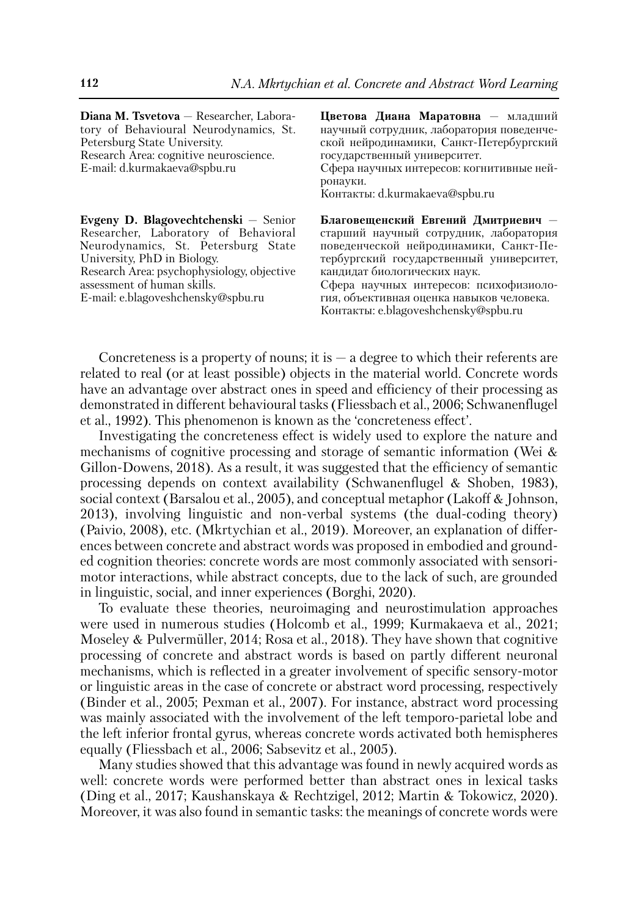**Diana M. Tsvetova** — Researcher, Laboratory of Behavioural Neurodynamics, St. Petersburg State University.
Research Area: cognitive neuroscience.
E-mail: d.kurmakaeva@spbu.ru

**Цветова Диана Маратовна** — младший научный сотрудник, лаборатория поведенческой нейродинамики, Санкт-Петербургский государственный университет.
Сфера научных интересов: когнитивные нейронауки.
Контакты: d.kurmakaeva@spbu.ru

**Evgeny D. Blagovechtchenski** — Senior Researcher, Laboratory of Behavioral Neurodynamics, St. Petersburg State University, PhD in Biology.
Research Area: psychophysiology, objective assessment of human skills.
E-mail: e.blagoveshchensky@spbu.ru

**Благовещенский Евгений Дмитриевич** — старший научный сотрудник, лаборатория поведенческой нейродинамики, Санкт-Петербургский государственный университет, кандидат биологических наук.
Сфера научных интересов: психофизиология, объективная оценка навыков человека.
Контакты: e.blagoveshchensky@spbu.ru

Concreteness is a property of nouns; it is — a degree to which their referents are related to real (or at least possible) objects in the material world. Concrete words have an advantage over abstract ones in speed and efficiency of their processing as demonstrated in different behavioural tasks (Fliessbach et al., 2006; Schwanenflugel et al., 1992). This phenomenon is known as the 'concreteness effect'.

Investigating the concreteness effect is widely used to explore the nature and mechanisms of cognitive processing and storage of semantic information (Wei & Gillon-Dowens, 2018). As a result, it was suggested that the efficiency of semantic processing depends on context availability (Schwanenflugel & Shoben, 1983), social context (Barsalou et al., 2005), and conceptual metaphor (Lakoff & Johnson, 2013), involving linguistic and non-verbal systems (the dual-coding theory) (Paivio, 2008), etc. (Mkrtychian et al., 2019). Moreover, an explanation of differences between concrete and abstract words was proposed in embodied and grounded cognition theories: concrete words are most commonly associated with sensorimotor interactions, while abstract concepts, due to the lack of such, are grounded in linguistic, social, and inner experiences (Borghi, 2020).

To evaluate these theories, neuroimaging and neurostimulation approaches were used in numerous studies (Holcomb et al., 1999; Kurmakaeva et al., 2021; Moseley & Pulvermüller, 2014; Rosa et al., 2018). They have shown that cognitive processing of concrete and abstract words is based on partly different neuronal mechanisms, which is reflected in a greater involvement of specific sensory-motor or linguistic areas in the case of concrete or abstract word processing, respectively (Binder et al., 2005; Pexman et al., 2007). For instance, abstract word processing was mainly associated with the involvement of the left temporo-parietal lobe and the left inferior frontal gyrus, whereas concrete words activated both hemispheres equally (Fliessbach et al., 2006; Sabsevitz et al., 2005).

Many studies showed that this advantage was found in newly acquired words as well: concrete words were performed better than abstract ones in lexical tasks (Ding et al., 2017; Kaushanskaya & Rechtzigel, 2012; Martin & Tokowicz, 2020). Moreover, it was also found in semantic tasks: the meanings of concrete words were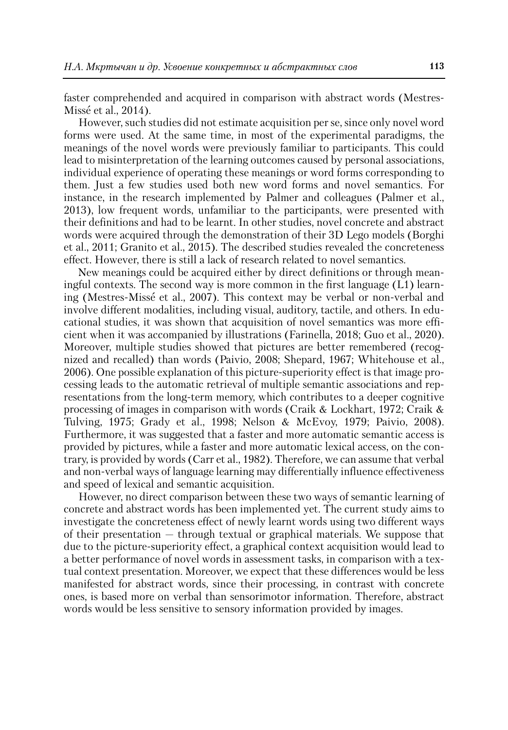faster comprehended and acquired in comparison with abstract words (Mestres-Missé et al., 2014).

However, such studies did not estimate acquisition per se, since only novel word forms were used. At the same time, in most of the experimental paradigms, the meanings of the novel words were previously familiar to participants. This could lead to misinterpretation of the learning outcomes caused by personal associations, individual experience of operating these meanings or word forms corresponding to them. Just a few studies used both new word forms and novel semantics. For instance, in the research implemented by Palmer and colleagues (Palmer et al., 2013), low frequent words, unfamiliar to the participants, were presented with their definitions and had to be learnt. In other studies, novel concrete and abstract words were acquired through the demonstration of their 3D Lego models (Borghi et al., 2011; Granito et al., 2015). The described studies revealed the concreteness effect. However, there is still a lack of research related to novel semantics.

New meanings could be acquired either by direct definitions or through meaningful contexts. The second way is more common in the first language (L1) learning (Mestres-Missé et al., 2007). This context may be verbal or non-verbal and involve different modalities, including visual, auditory, tactile, and others. In educational studies, it was shown that acquisition of novel semantics was more efficient when it was accompanied by illustrations (Farinella, 2018; Guo et al., 2020). Moreover, multiple studies showed that pictures are better remembered (recognized and recalled) than words (Paivio, 2008; Shepard, 1967; Whitehouse et al., 2006). One possible explanation of this picture-superiority effect is that image processing leads to the automatic retrieval of multiple semantic associations and representations from the long-term memory, which contributes to a deeper cognitive processing of images in comparison with words (Craik & Lockhart, 1972; Craik & Tulving, 1975; Grady et al., 1998; Nelson & McEvoy, 1979; Paivio, 2008). Furthermore, it was suggested that a faster and more automatic semantic access is provided by pictures, while a faster and more automatic lexical access, on the contrary, is provided by words (Carr et al., 1982). Therefore, we can assume that verbal and non-verbal ways of language learning may differentially influence effectiveness and speed of lexical and semantic acquisition.

However, no direct comparison between these two ways of semantic learning of concrete and abstract words has been implemented yet. The current study aims to investigate the concreteness effect of newly learnt words using two different ways of their presentation — through textual or graphical materials. We suppose that due to the picture-superiority effect, a graphical context acquisition would lead to a better performance of novel words in assessment tasks, in comparison with a textual context presentation. Moreover, we expect that these differences would be less manifested for abstract words, since their processing, in contrast with concrete ones, is based more on verbal than sensorimotor information. Therefore, abstract words would be less sensitive to sensory information provided by images.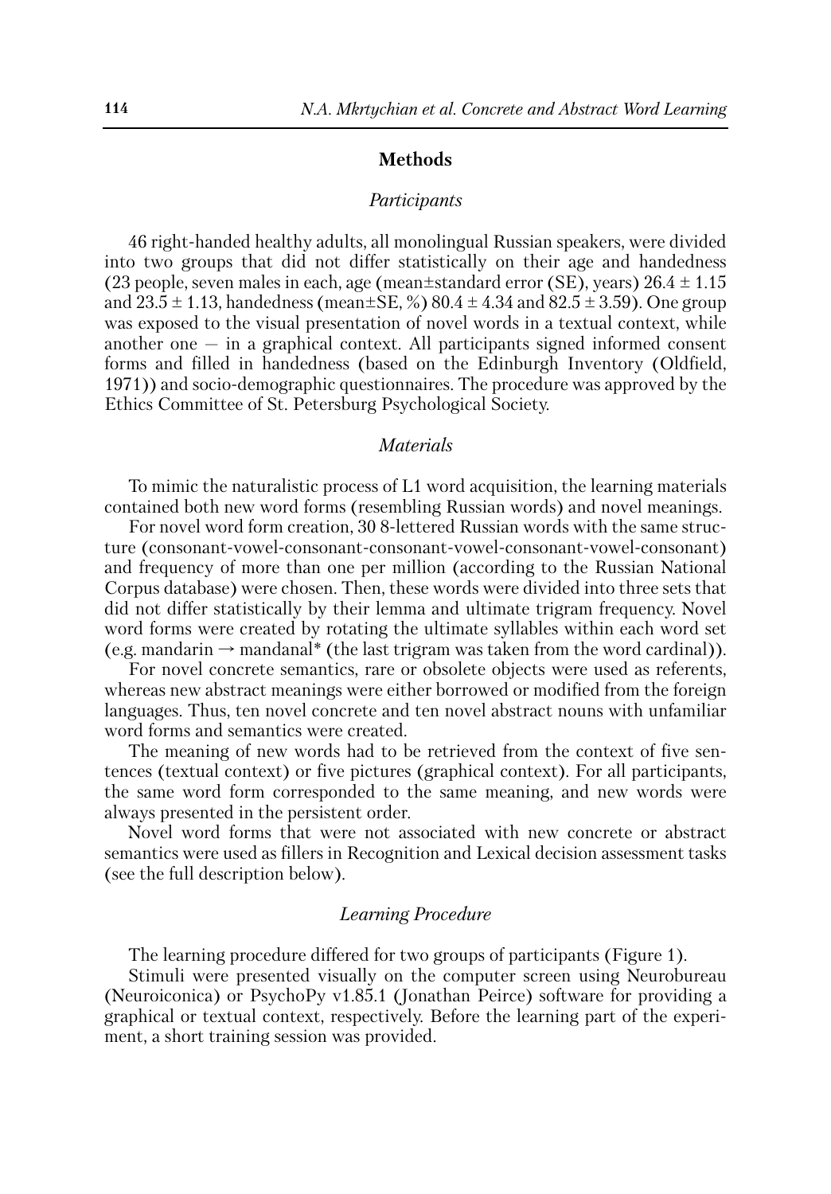## Methods

### *Participants*

46 right-handed healthy adults, all monolingual Russian speakers, were divided into two groups that did not differ statistically on their age and handedness (23 people, seven males in each, age (mean±standard error (SE), years) 26.4 ± 1.15 and 23.5 ± 1.13, handedness (mean±SE, %) 80.4 ± 4.34 and 82.5 ± 3.59). One group was exposed to the visual presentation of novel words in a textual context, while another one — in a graphical context. All participants signed informed consent forms and filled in handedness (based on the Edinburgh Inventory (Oldfield, 1971)) and socio-demographic questionnaires. The procedure was approved by the Ethics Committee of St. Petersburg Psychological Society.

### *Materials*

To mimic the naturalistic process of L1 word acquisition, the learning materials contained both new word forms (resembling Russian words) and novel meanings.

For novel word form creation, 30 8-lettered Russian words with the same structure (consonant-vowel-consonant-consonant-vowel-consonant-vowel-consonant) and frequency of more than one per million (according to the Russian National Corpus database) were chosen. Then, these words were divided into three sets that did not differ statistically by their lemma and ultimate trigram frequency. Novel word forms were created by rotating the ultimate syllables within each word set (e.g. mandarin → mandanal* (the last trigram was taken from the word cardinal)).

For novel concrete semantics, rare or obsolete objects were used as referents, whereas new abstract meanings were either borrowed or modified from the foreign languages. Thus, ten novel concrete and ten novel abstract nouns with unfamiliar word forms and semantics were created.

The meaning of new words had to be retrieved from the context of five sentences (textual context) or five pictures (graphical context). For all participants, the same word form corresponded to the same meaning, and new words were always presented in the persistent order.

Novel word forms that were not associated with new concrete or abstract semantics were used as fillers in Recognition and Lexical decision assessment tasks (see the full description below).

### *Learning Procedure*

The learning procedure differed for two groups of participants (Figure 1).

Stimuli were presented visually on the computer screen using Neurobureau (Neuroiconica) or PsychoPy v1.85.1 (Jonathan Peirce) software for providing a graphical or textual context, respectively. Before the learning part of the experiment, a short training session was provided.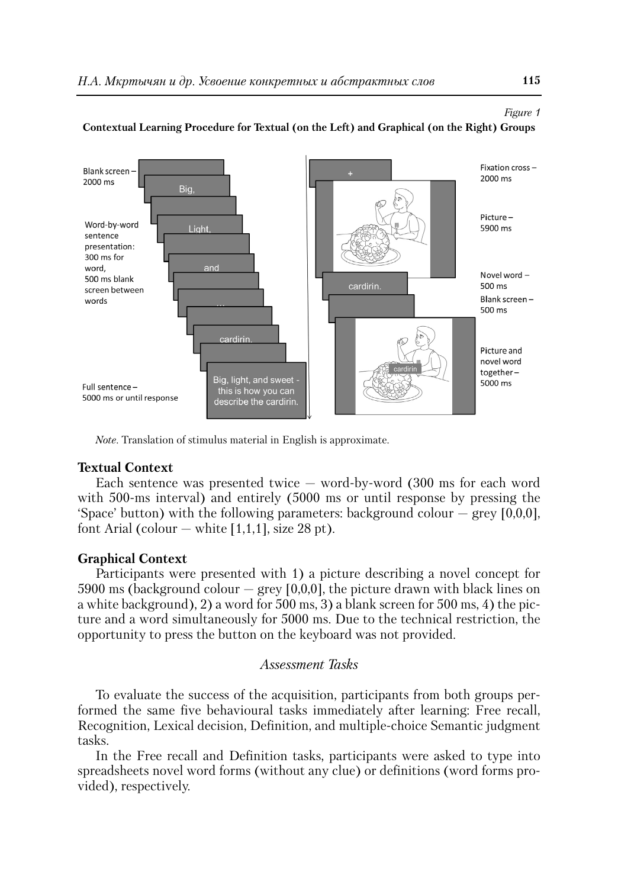*Figure 1*

**Contextual Learning Procedure for Textual (on the Left) and Graphical (on the Right) Groups**

*Note.* Translation of stimulus material in English is approximate.

**Textual Context**

Each sentence was presented twice — word-by-word (300 ms for each word with 500-ms interval) and entirely (5000 ms or until response by pressing the 'Space' button) with the following parameters: background colour — grey [0,0,0], font Arial (colour — white [1,1,1], size 28 pt).

**Graphical Context**

Participants were presented with 1) a picture describing a novel concept for 5900 ms (background colour — grey [0,0,0], the picture drawn with black lines on a white background), 2) a word for 500 ms, 3) a blank screen for 500 ms, 4) the picture and a word simultaneously for 5000 ms. Due to the technical restriction, the opportunity to press the button on the keyboard was not provided.

### *Assessment Tasks*

To evaluate the success of the acquisition, participants from both groups performed the same five behavioural tasks immediately after learning: Free recall, Recognition, Lexical decision, Definition, and multiple-choice Semantic judgment tasks.

In the Free recall and Definition tasks, participants were asked to type into spreadsheets novel word forms (without any clue) or definitions (word forms provided), respectively.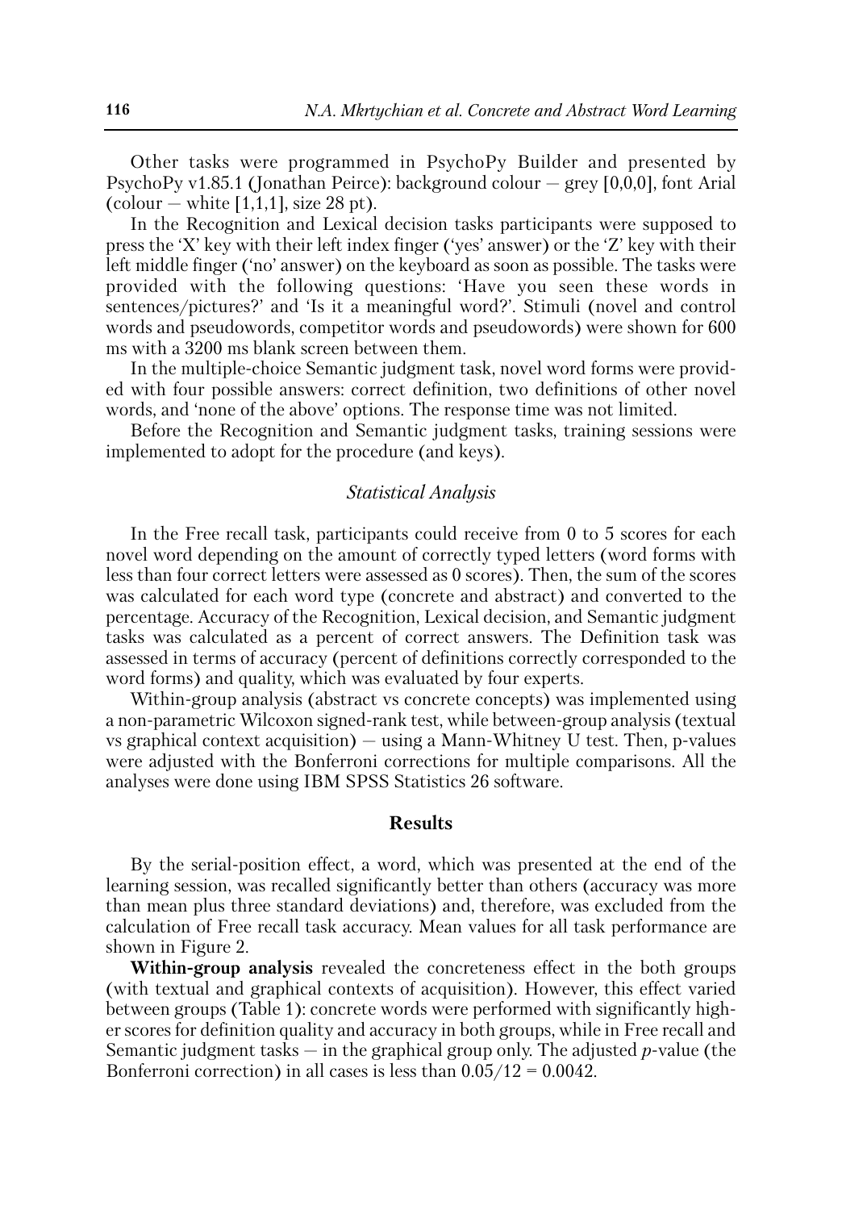Other tasks were programmed in PsychoPy Builder and presented by PsychoPy v1.85.1 (Jonathan Peirce): background colour — grey [0,0,0], font Arial (colour — white [1,1,1], size 28 pt).

In the Recognition and Lexical decision tasks participants were supposed to press the 'X' key with their left index finger ('yes' answer) or the 'Z' key with their left middle finger ('no' answer) on the keyboard as soon as possible. The tasks were provided with the following questions: 'Have you seen these words in sentences/pictures?' and 'Is it a meaningful word?'. Stimuli (novel and control words and pseudowords, competitor words and pseudowords) were shown for 600 ms with a 3200 ms blank screen between them.

In the multiple-choice Semantic judgment task, novel word forms were provided with four possible answers: correct definition, two definitions of other novel words, and 'none of the above' options. The response time was not limited.

Before the Recognition and Semantic judgment tasks, training sessions were implemented to adopt for the procedure (and keys).

### *Statistical Analysis*

In the Free recall task, participants could receive from 0 to 5 scores for each novel word depending on the amount of correctly typed letters (word forms with less than four correct letters were assessed as 0 scores). Then, the sum of the scores was calculated for each word type (concrete and abstract) and converted to the percentage. Accuracy of the Recognition, Lexical decision, and Semantic judgment tasks was calculated as a percent of correct answers. The Definition task was assessed in terms of accuracy (percent of definitions correctly corresponded to the word forms) and quality, which was evaluated by four experts.

Within-group analysis (abstract vs concrete concepts) was implemented using a non-parametric Wilcoxon signed-rank test, while between-group analysis (textual vs graphical context acquisition) — using a Mann-Whitney U test. Then, p-values were adjusted with the Bonferroni corrections for multiple comparisons. All the analyses were done using IBM SPSS Statistics 26 software.

## Results

By the serial-position effect, a word, which was presented at the end of the learning session, was recalled significantly better than others (accuracy was more than mean plus three standard deviations) and, therefore, was excluded from the calculation of Free recall task accuracy. Mean values for all task performance are shown in Figure 2.

**Within-group analysis** revealed the concreteness effect in the both groups (with textual and graphical contexts of acquisition). However, this effect varied between groups (Table 1): concrete words were performed with significantly higher scores for definition quality and accuracy in both groups, while in Free recall and Semantic judgment tasks — in the graphical group only. The adjusted $p$-value (the Bonferroni correction) in all cases is less than $0.05/12 = 0.0042$.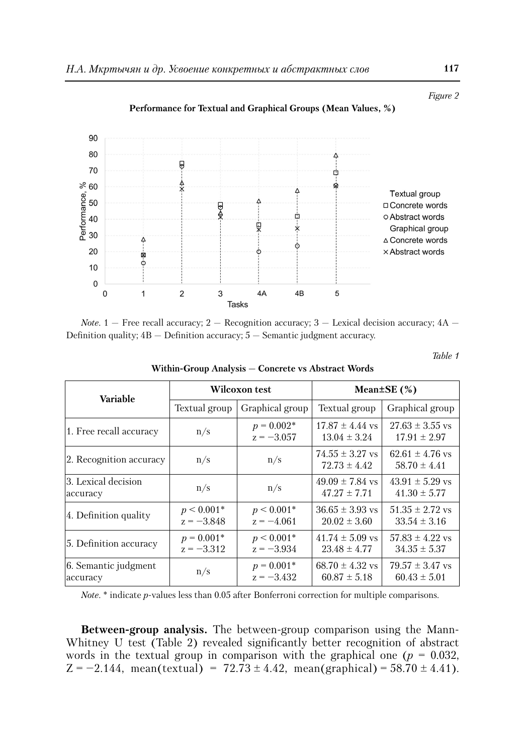*Figure 2*

**Performance for Textual and Graphical Groups (Mean Values, %)**

*Note.* 1 — Free recall accuracy; 2 — Recognition accuracy; 3 — Lexical decision accuracy; 4A — Definition quality; 4B — Definition accuracy; 5 — Semantic judgment accuracy.

*Table 1*

**Within-Group Analysis — Concrete vs Abstract Words**

| Variable | Wilcoxon test | | Mean±SE (%) | |
|---|---|---|---|---|
| | Textual group | Graphical group | Textual group | Graphical group |
| 1. Free recall accuracy | n/s | $p = 0.002$* $z = -3.057$ | $17.87 \pm 4.44$ vs $13.04 \pm 3.24$ | $27.63 \pm 3.55$ vs $17.91 \pm 2.97$ |
| 2. Recognition accuracy | n/s | n/s | $74.55 \pm 3.27$ vs $72.73 \pm 4.42$ | $62.61 \pm 4.76$ vs $58.70 \pm 4.41$ |
| 3. Lexical decision accuracy | n/s | n/s | $49.09 \pm 7.84$ vs $47.27 \pm 7.71$ | $43.91 \pm 5.29$ vs $41.30 \pm 5.77$ |
| 4. Definition quality | $p < 0.001$* $z = -3.848$ | $p < 0.001$* $z = -4.061$ | $36.65 \pm 3.93$ vs $20.02 \pm 3.60$ | $51.35 \pm 2.72$ vs $33.54 \pm 3.16$ |
| 5. Definition accuracy | $p = 0.001$* $z = -3.312$ | $p < 0.001$* $z = -3.934$ | $41.74 \pm 5.09$ vs $23.48 \pm 4.77$ | $57.83 \pm 4.22$ vs $34.35 \pm 5.37$ |
| 6. Semantic judgment accuracy | n/s | $p = 0.001$* $z = -3.432$ | $68.70 \pm 4.32$ vs $60.87 \pm 5.18$ | $79.57 \pm 3.47$ vs $60.43 \pm 5.01$ |

*Note.* * indicate *p*-values less than 0.05 after Bonferroni correction for multiple comparisons.

**Between-group analysis.** The between-group comparison using the Mann-Whitney U test (Table 2) revealed significantly better recognition of abstract words in the textual group in comparison with the graphical one ($p = 0.032$, $Z = -2.144$, mean(textual) = $72.73 \pm 4.42$, mean(graphical) = $58.70 \pm 4.41$).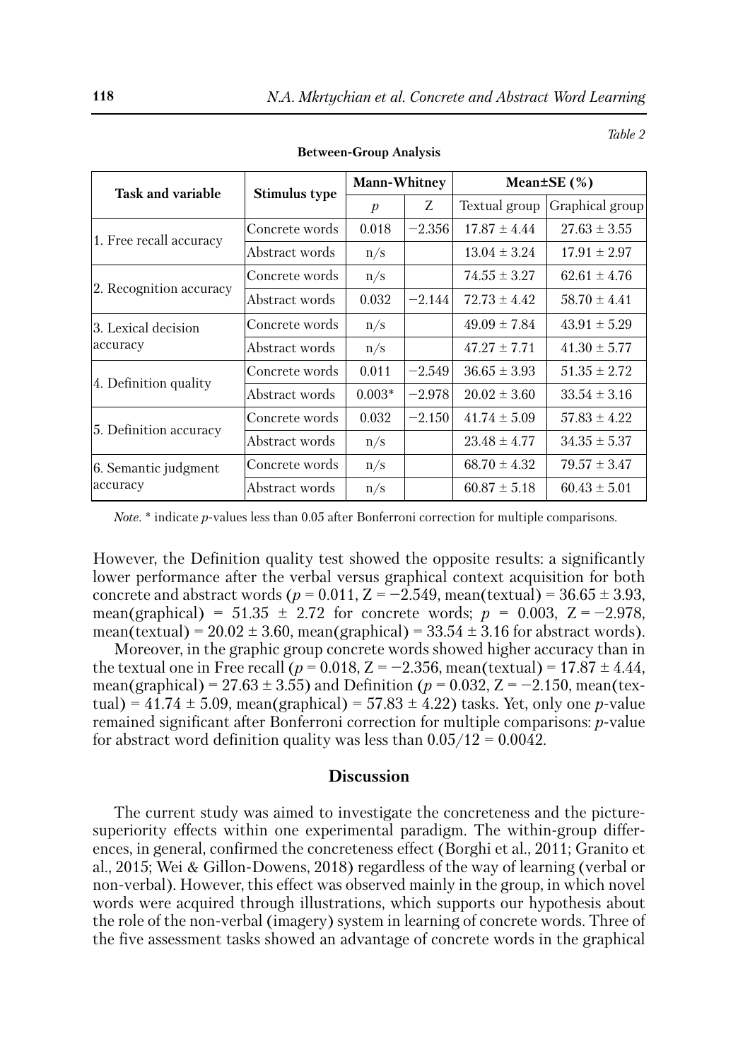*Table 2*

**Between-Group Analysis**

| Task and variable | Stimulus type | Mann-Whitney | | Mean±SE (%) | |
|---|---|---|---|---|---|
| | | $p$ | Z | Textual group | Graphical group |
| 1. Free recall accuracy | Concrete words | 0.018 | −2.356 | 17.87 ± 4.44 | 27.63 ± 3.55 |
| | Abstract words | n/s | | 13.04 ± 3.24 | 17.91 ± 2.97 |
| 2. Recognition accuracy | Concrete words | n/s | | 74.55 ± 3.27 | 62.61 ± 4.76 |
| | Abstract words | 0.032 | −2.144 | 72.73 ± 4.42 | 58.70 ± 4.41 |
| 3. Lexical decision accuracy | Concrete words | n/s | | 49.09 ± 7.84 | 43.91 ± 5.29 |
| | Abstract words | n/s | | 47.27 ± 7.71 | 41.30 ± 5.77 |
| 4. Definition quality | Concrete words | 0.011 | −2.549 | 36.65 ± 3.93 | 51.35 ± 2.72 |
| | Abstract words | 0.003* | −2.978 | 20.02 ± 3.60 | 33.54 ± 3.16 |
| 5. Definition accuracy | Concrete words | 0.032 | −2.150 | 41.74 ± 5.09 | 57.83 ± 4.22 |
| | Abstract words | n/s | | 23.48 ± 4.77 | 34.35 ± 5.37 |
| 6. Semantic judgment accuracy | Concrete words | n/s | | 68.70 ± 4.32 | 79.57 ± 3.47 |
| | Abstract words | n/s | | 60.87 ± 5.18 | 60.43 ± 5.01 |

*Note.* * indicate $p$-values less than 0.05 after Bonferroni correction for multiple comparisons.

However, the Definition quality test showed the opposite results: a significantly lower performance after the verbal versus graphical context acquisition for both concrete and abstract words ($p = 0.011$, $Z = -2.549$, mean(textual) = 36.65 ± 3.93, mean(graphical) = 51.35 ± 2.72 for concrete words; $p = 0.003$, $Z = -2.978$, mean(textual) = 20.02 ± 3.60, mean(graphical) = 33.54 ± 3.16 for abstract words).

Moreover, in the graphic group concrete words showed higher accuracy than in the textual one in Free recall ($p = 0.018$, $Z = -2.356$, mean(textual) = 17.87 ± 4.44, mean(graphical) = 27.63 ± 3.55) and Definition ($p = 0.032$, $Z = -2.150$, mean(textual) = 41.74 ± 5.09, mean(graphical) = 57.83 ± 4.22) tasks. Yet, only one $p$-value remained significant after Bonferroni correction for multiple comparisons: $p$-value for abstract word definition quality was less than $0.05/12 = 0.0042$.

## Discussion

The current study was aimed to investigate the concreteness and the picture-superiority effects within one experimental paradigm. The within-group differences, in general, confirmed the concreteness effect (Borghi et al., 2011; Granito et al., 2015; Wei & Gillon-Dowens, 2018) regardless of the way of learning (verbal or non-verbal). However, this effect was observed mainly in the group, in which novel words were acquired through illustrations, which supports our hypothesis about the role of the non-verbal (imagery) system in learning of concrete words. Three of the five assessment tasks showed an advantage of concrete words in the graphical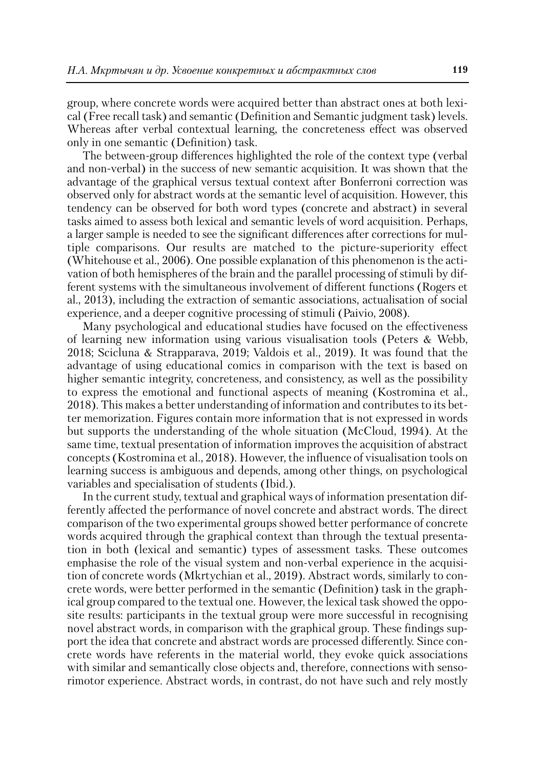group, where concrete words were acquired better than abstract ones at both lexical (Free recall task) and semantic (Definition and Semantic judgment task) levels. Whereas after verbal contextual learning, the concreteness effect was observed only in one semantic (Definition) task.

The between-group differences highlighted the role of the context type (verbal and non-verbal) in the success of new semantic acquisition. It was shown that the advantage of the graphical versus textual context after Bonferroni correction was observed only for abstract words at the semantic level of acquisition. However, this tendency can be observed for both word types (concrete and abstract) in several tasks aimed to assess both lexical and semantic levels of word acquisition. Perhaps, a larger sample is needed to see the significant differences after corrections for multiple comparisons. Our results are matched to the picture-superiority effect (Whitehouse et al., 2006). One possible explanation of this phenomenon is the activation of both hemispheres of the brain and the parallel processing of stimuli by different systems with the simultaneous involvement of different functions (Rogers et al., 2013), including the extraction of semantic associations, actualisation of social experience, and a deeper cognitive processing of stimuli (Paivio, 2008).

Many psychological and educational studies have focused on the effectiveness of learning new information using various visualisation tools (Peters & Webb, 2018; Scicluna & Strapparava, 2019; Valdois et al., 2019). It was found that the advantage of using educational comics in comparison with the text is based on higher semantic integrity, concreteness, and consistency, as well as the possibility to express the emotional and functional aspects of meaning (Kostromina et al., 2018). This makes a better understanding of information and contributes to its better memorization. Figures contain more information that is not expressed in words but supports the understanding of the whole situation (McCloud, 1994). At the same time, textual presentation of information improves the acquisition of abstract concepts (Kostromina et al., 2018). However, the influence of visualisation tools on learning success is ambiguous and depends, among other things, on psychological variables and specialisation of students (Ibid.).

In the current study, textual and graphical ways of information presentation differently affected the performance of novel concrete and abstract words. The direct comparison of the two experimental groups showed better performance of concrete words acquired through the graphical context than through the textual presentation in both (lexical and semantic) types of assessment tasks. These outcomes emphasise the role of the visual system and non-verbal experience in the acquisition of concrete words (Mkrtychian et al., 2019). Abstract words, similarly to concrete words, were better performed in the semantic (Definition) task in the graphical group compared to the textual one. However, the lexical task showed the opposite results: participants in the textual group were more successful in recognising novel abstract words, in comparison with the graphical group. These findings support the idea that concrete and abstract words are processed differently. Since concrete words have referents in the material world, they evoke quick associations with similar and semantically close objects and, therefore, connections with sensorimotor experience. Abstract words, in contrast, do not have such and rely mostly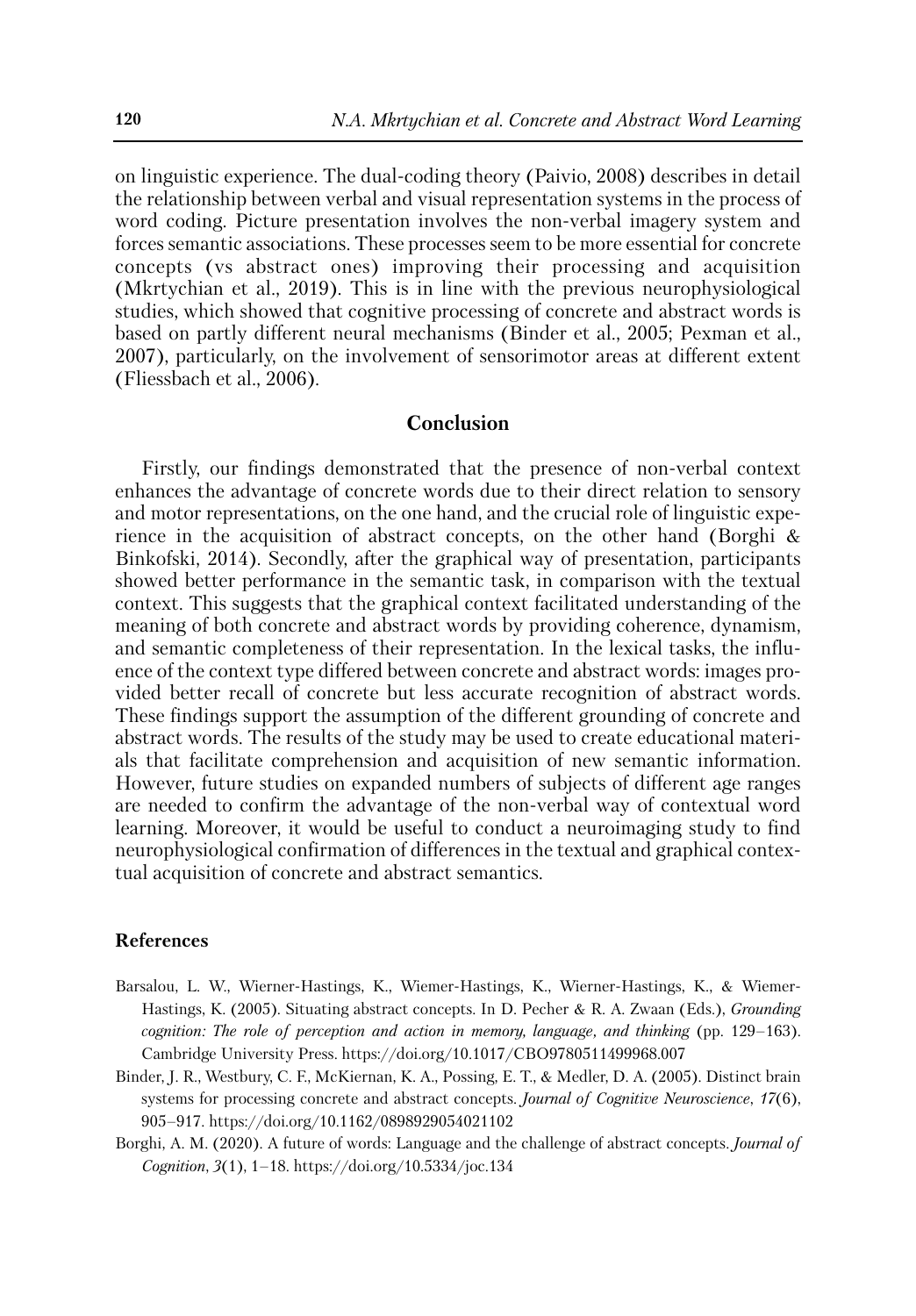on linguistic experience. The dual-coding theory (Paivio, 2008) describes in detail the relationship between verbal and visual representation systems in the process of word coding. Picture presentation involves the non-verbal imagery system and forces semantic associations. These processes seem to be more essential for concrete concepts (vs abstract ones) improving their processing and acquisition (Mkrtychian et al., 2019). This is in line with the previous neurophysiological studies, which showed that cognitive processing of concrete and abstract words is based on partly different neural mechanisms (Binder et al., 2005; Pexman et al., 2007), particularly, on the involvement of sensorimotor areas at different extent (Fliessbach et al., 2006).

## Conclusion

Firstly, our findings demonstrated that the presence of non-verbal context enhances the advantage of concrete words due to their direct relation to sensory and motor representations, on the one hand, and the crucial role of linguistic experience in the acquisition of abstract concepts, on the other hand (Borghi & Binkofski, 2014). Secondly, after the graphical way of presentation, participants showed better performance in the semantic task, in comparison with the textual context. This suggests that the graphical context facilitated understanding of the meaning of both concrete and abstract words by providing coherence, dynamism, and semantic completeness of their representation. In the lexical tasks, the influence of the context type differed between concrete and abstract words: images provided better recall of concrete but less accurate recognition of abstract words. These findings support the assumption of the different grounding of concrete and abstract words. The results of the study may be used to create educational materials that facilitate comprehension and acquisition of new semantic information. However, future studies on expanded numbers of subjects of different age ranges are needed to confirm the advantage of the non-verbal way of contextual word learning. Moreover, it would be useful to conduct a neuroimaging study to find neurophysiological confirmation of differences in the textual and graphical contextual acquisition of concrete and abstract semantics.

### References

Barsalou, L. W., Wierner-Hastings, K., Wiemer-Hastings, K., Wierner-Hastings, K., & Wiemer-Hastings, K. (2005). Situating abstract concepts. In D. Pecher & R. A. Zwaan (Eds.), *Grounding cognition: The role of perception and action in memory, language, and thinking* (pp. 129–163). Cambridge University Press. https://doi.org/10.1017/CBO9780511499968.007

Binder, J. R., Westbury, C. F., McKiernan, K. A., Possing, E. T., & Medler, D. A. (2005). Distinct brain systems for processing concrete and abstract concepts. *Journal of Cognitive Neuroscience*, *17*(6), 905–917. https://doi.org/10.1162/0898929054021102

Borghi, A. M. (2020). A future of words: Language and the challenge of abstract concepts. *Journal of Cognition*, *3*(1), 1–18. https://doi.org/10.5334/joc.134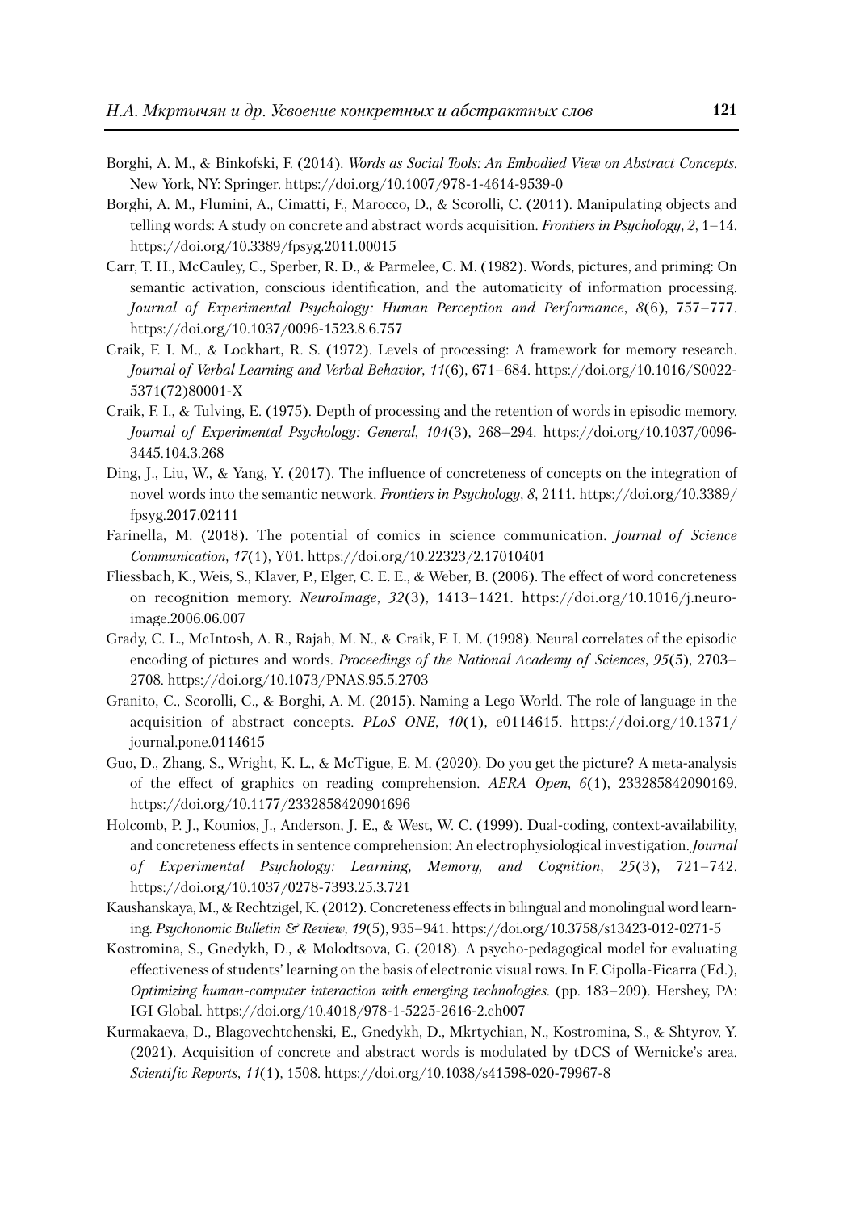Borghi, A. M., & Binkofski, F. (2014). *Words as Social Tools: An Embodied View on Abstract Concepts*. New York, NY: Springer. https://doi.org/10.1007/978-1-4614-9539-0

Borghi, A. M., Flumini, A., Cimatti, F., Marocco, D., & Scorolli, C. (2011). Manipulating objects and telling words: A study on concrete and abstract words acquisition. *Frontiers in Psychology*, *2*, 1–14. https://doi.org/10.3389/fpsyg.2011.00015

Carr, T. H., McCauley, C., Sperber, R. D., & Parmelee, C. M. (1982). Words, pictures, and priming: On semantic activation, conscious identification, and the automaticity of information processing. *Journal of Experimental Psychology: Human Perception and Performance*, *8*(6), 757–777. https://doi.org/10.1037/0096-1523.8.6.757

Craik, F. I. M., & Lockhart, R. S. (1972). Levels of processing: A framework for memory research. *Journal of Verbal Learning and Verbal Behavior*, *11*(6), 671–684. https://doi.org/10.1016/S0022-5371(72)80001-X

Craik, F. I., & Tulving, E. (1975). Depth of processing and the retention of words in episodic memory. *Journal of Experimental Psychology: General*, *104*(3), 268–294. https://doi.org/10.1037/0096-3445.104.3.268

Ding, J., Liu, W., & Yang, Y. (2017). The influence of concreteness of concepts on the integration of novel words into the semantic network. *Frontiers in Psychology*, *8*, 2111. https://doi.org/10.3389/fpsyg.2017.02111

Farinella, M. (2018). The potential of comics in science communication. *Journal of Science Communication*, *17*(1), Y01. https://doi.org/10.22323/2.17010401

Fliessbach, K., Weis, S., Klaver, P., Elger, C. E. E., & Weber, B. (2006). The effect of word concreteness on recognition memory. *NeuroImage*, *32*(3), 1413–1421. https://doi.org/10.1016/j.neuroimage.2006.06.007

Grady, C. L., McIntosh, A. R., Rajah, M. N., & Craik, F. I. M. (1998). Neural correlates of the episodic encoding of pictures and words. *Proceedings of the National Academy of Sciences*, *95*(5), 2703–2708. https://doi.org/10.1073/PNAS.95.5.2703

Granito, C., Scorolli, C., & Borghi, A. M. (2015). Naming a Lego World. The role of language in the acquisition of abstract concepts. *PLoS ONE*, *10*(1), e0114615. https://doi.org/10.1371/journal.pone.0114615

Guo, D., Zhang, S., Wright, K. L., & McTigue, E. M. (2020). Do you get the picture? A meta-analysis of the effect of graphics on reading comprehension. *AERA Open*, *6*(1), 233285842090169. https://doi.org/10.1177/2332858420901696

Holcomb, P. J., Kounios, J., Anderson, J. E., & West, W. C. (1999). Dual-coding, context-availability, and concreteness effects in sentence comprehension: An electrophysiological investigation. *Journal of Experimental Psychology: Learning, Memory, and Cognition*, *25*(3), 721–742. https://doi.org/10.1037/0278-7393.25.3.721

Kaushanskaya, M., & Rechtzigel, K. (2012). Concreteness effects in bilingual and monolingual word learning. *Psychonomic Bulletin & Review*, *19*(5), 935–941. https://doi.org/10.3758/s13423-012-0271-5

Kostromina, S., Gnedykh, D., & Molodtsova, G. (2018). A psycho-pedagogical model for evaluating effectiveness of students' learning on the basis of electronic visual rows. In F. Cipolla-Ficarra (Ed.), *Optimizing human-computer interaction with emerging technologies*. (pp. 183–209). Hershey, PA: IGI Global. https://doi.org/10.4018/978-1-5225-2616-2.ch007

Kurmakaeva, D., Blagovechtchenski, E., Gnedykh, D., Mkrtychian, N., Kostromina, S., & Shtyrov, Y. (2021). Acquisition of concrete and abstract words is modulated by tDCS of Wernicke's area. *Scientific Reports*, *11*(1), 1508. https://doi.org/10.1038/s41598-020-79967-8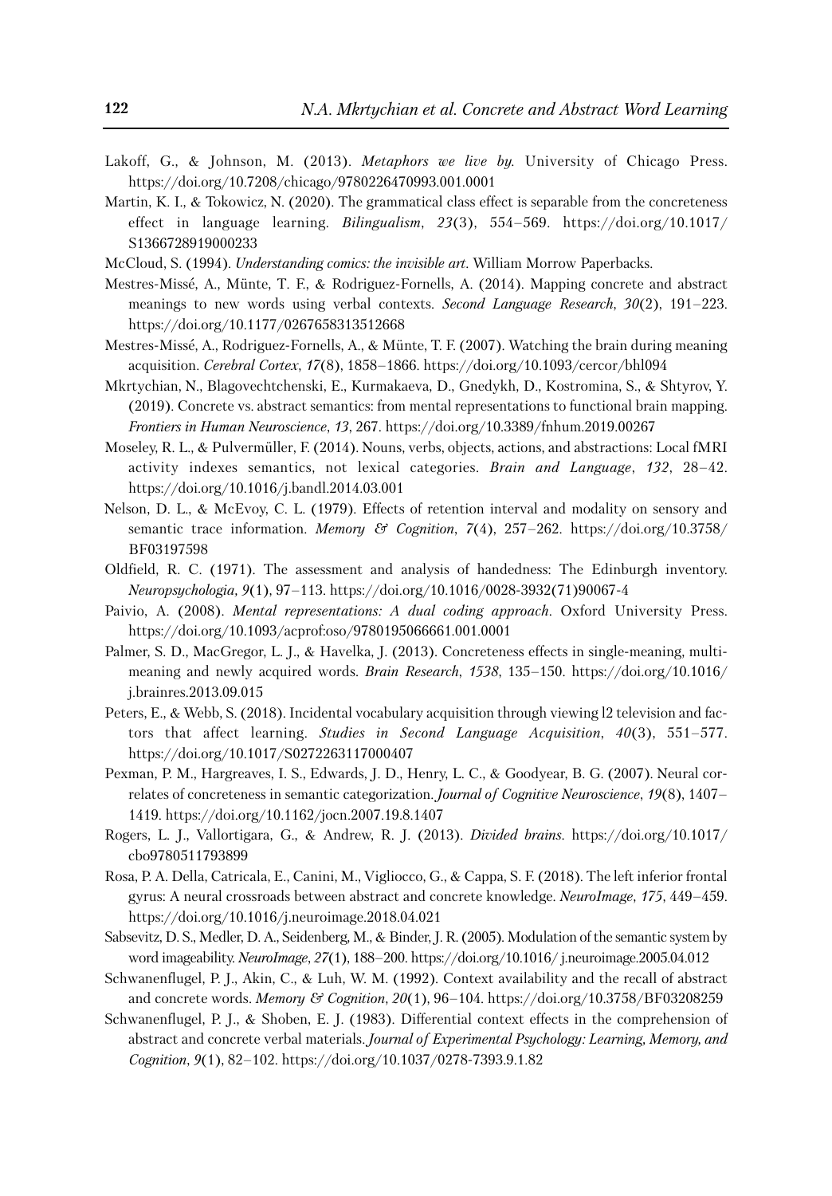Lakoff, G., & Johnson, M. (2013). *Metaphors we live by.* University of Chicago Press. https://doi.org/10.7208/chicago/9780226470993.001.0001

Martin, K. I., & Tokowicz, N. (2020). The grammatical class effect is separable from the concreteness effect in language learning. *Bilingualism*, *23*(3), 554–569. https://doi.org/10.1017/S1366728919000233

McCloud, S. (1994). *Understanding comics: the invisible art*. William Morrow Paperbacks.

Mestres-Missé, A., Münte, T. F., & Rodriguez-Fornells, A. (2014). Mapping concrete and abstract meanings to new words using verbal contexts. *Second Language Research*, *30*(2), 191–223. https://doi.org/10.1177/0267658313512668

Mestres-Missé, A., Rodriguez-Fornells, A., & Münte, T. F. (2007). Watching the brain during meaning acquisition. *Cerebral Cortex*, *17*(8), 1858–1866. https://doi.org/10.1093/cercor/bhl094

Mkrtychian, N., Blagovechtchenski, E., Kurmakaeva, D., Gnedykh, D., Kostromina, S., & Shtyrov, Y. (2019). Concrete vs. abstract semantics: from mental representations to functional brain mapping. *Frontiers in Human Neuroscience*, *13*, 267. https://doi.org/10.3389/fnhum.2019.00267

Moseley, R. L., & Pulvermüller, F. (2014). Nouns, verbs, objects, actions, and abstractions: Local fMRI activity indexes semantics, not lexical categories. *Brain and Language*, *132*, 28–42. https://doi.org/10.1016/j.bandl.2014.03.001

Nelson, D. L., & McEvoy, C. L. (1979). Effects of retention interval and modality on sensory and semantic trace information. *Memory & Cognition*, *7*(4), 257–262. https://doi.org/10.3758/BF03197598

Oldfield, R. C. (1971). The assessment and analysis of handedness: The Edinburgh inventory. *Neuropsychologia, 9*(1), 97–113. https://doi.org/10.1016/0028-3932(71)90067-4

Paivio, A. (2008). *Mental representations: A dual coding approach*. Oxford University Press. https://doi.org/10.1093/acprof:oso/9780195066661.001.0001

Palmer, S. D., MacGregor, L. J., & Havelka, J. (2013). Concreteness effects in single-meaning, multi-meaning and newly acquired words. *Brain Research*, *1538*, 135–150. https://doi.org/10.1016/j.brainres.2013.09.015

Peters, E., & Webb, S. (2018). Incidental vocabulary acquisition through viewing l2 television and factors that affect learning. *Studies in Second Language Acquisition*, *40*(3), 551–577. https://doi.org/10.1017/S0272263117000407

Pexman, P. M., Hargreaves, I. S., Edwards, J. D., Henry, L. C., & Goodyear, B. G. (2007). Neural correlates of concreteness in semantic categorization. *Journal of Cognitive Neuroscience*, *19*(8), 1407–1419. https://doi.org/10.1162/jocn.2007.19.8.1407

Rogers, L. J., Vallortigara, G., & Andrew, R. J. (2013). *Divided brains*. https://doi.org/10.1017/cbo9780511793899

Rosa, P. A. Della, Catricala, E., Canini, M., Vigliocco, G., & Cappa, S. F. (2018). The left inferior frontal gyrus: A neural crossroads between abstract and concrete knowledge. *NeuroImage*, *175*, 449–459. https://doi.org/10.1016/j.neuroimage.2018.04.021

Sabsevitz, D. S., Medler, D. A., Seidenberg, M., & Binder, J. R. (2005). Modulation of the semantic system by word imageability. *NeuroImage*, *27*(1), 188–200. https://doi.org/10.1016/ j.neuroimage.2005.04.012

Schwanenflugel, P. J., Akin, C., & Luh, W. M. (1992). Context availability and the recall of abstract and concrete words. *Memory & Cognition*, *20*(1), 96–104. https://doi.org/10.3758/BF03208259

Schwanenflugel, P. J., & Shoben, E. J. (1983). Differential context effects in the comprehension of abstract and concrete verbal materials. *Journal of Experimental Psychology: Learning, Memory, and Cognition*, *9*(1), 82–102. https://doi.org/10.1037/0278-7393.9.1.82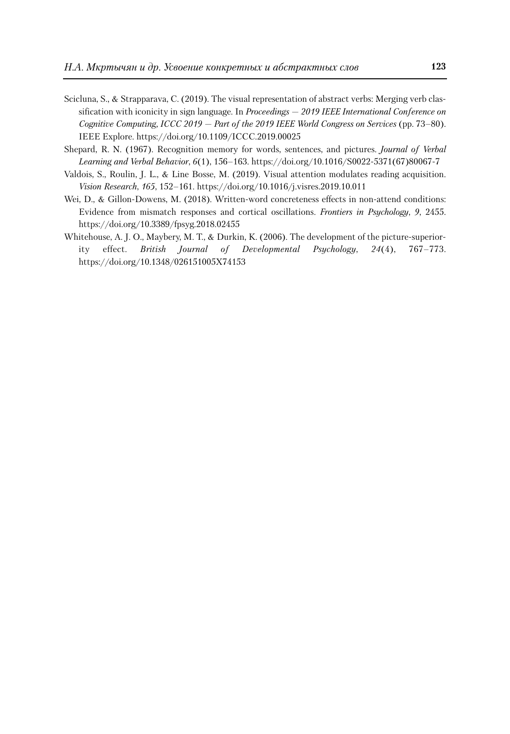Scicluna, S., & Strapparava, C. (2019). The visual representation of abstract verbs: Merging verb classification with iconicity in sign language. In *Proceedings — 2019 IEEE International Conference on Cognitive Computing, ICCC 2019 — Part of the 2019 IEEE World Congress on Services* (pp. 73–80). IEEE Explore. https://doi.org/10.1109/ICCC.2019.00025

Shepard, R. N. (1967). Recognition memory for words, sentences, and pictures. *Journal of Verbal Learning and Verbal Behavior*, *6*(1), 156–163. https://doi.org/10.1016/S0022-5371(67)80067-7

Valdois, S., Roulin, J. L., & Line Bosse, M. (2019). Visual attention modulates reading acquisition. *Vision Research*, *165*, 152–161. https://doi.org/10.1016/j.visres.2019.10.011

Wei, D., & Gillon-Dowens, M. (2018). Written-word concreteness effects in non-attend conditions: Evidence from mismatch responses and cortical oscillations. *Frontiers in Psychology*, *9*, 2455. https://doi.org/10.3389/fpsyg.2018.02455

Whitehouse, A. J. O., Maybery, M. T., & Durkin, K. (2006). The development of the picture-superiority effect. *British Journal of Developmental Psychology*, *24*(4), 767–773. https://doi.org/10.1348/026151005X74153